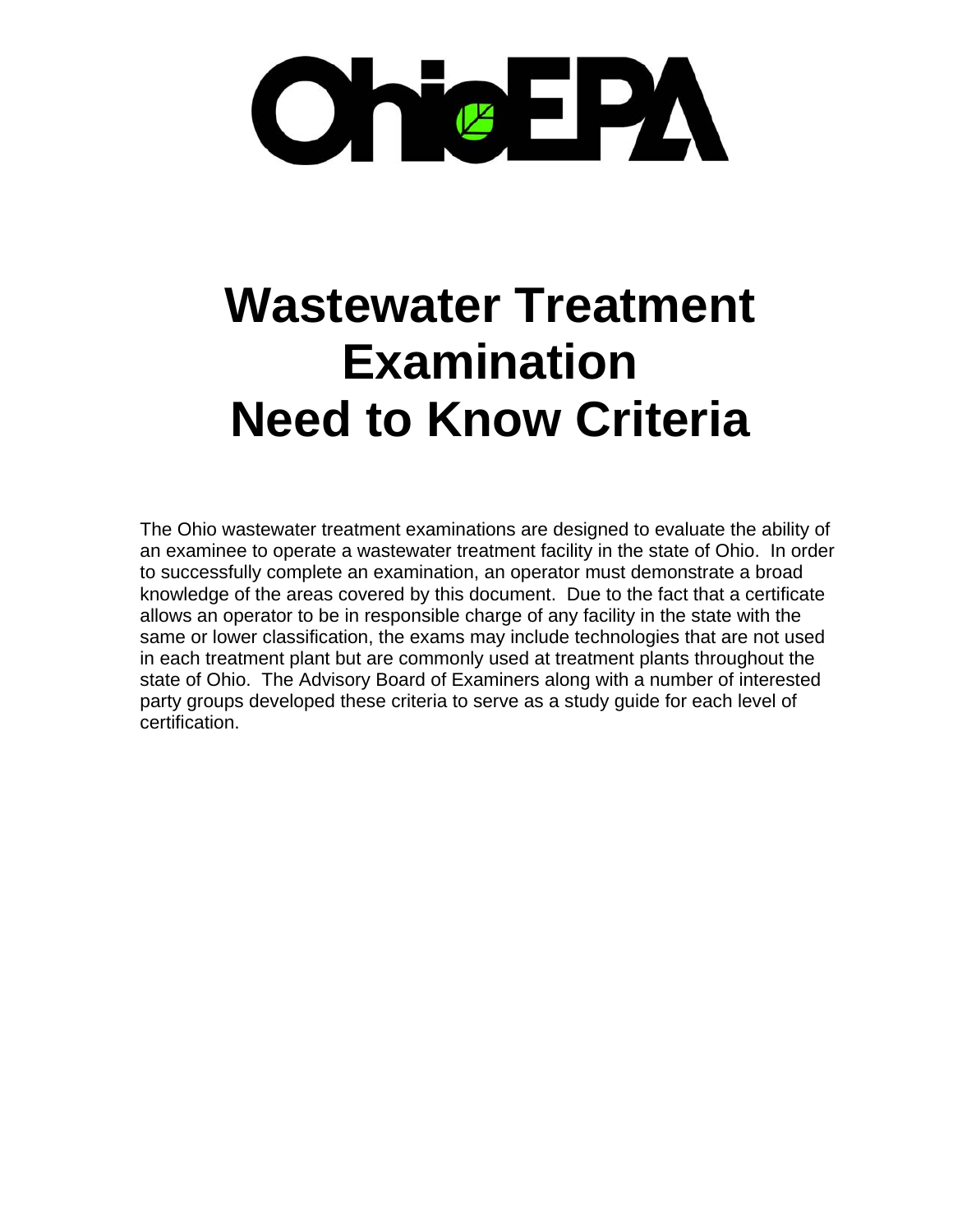OhioEPA

# Wastewater Treatment Examination Need to Know Criteria

The Ohio wastewater treatment examinations are designed to evaluate the ability of an examinee to operate a wastewater treatment facility in the state of Ohio. In order to successfully complete an examination, an operator must demonstrate a broad knowledge of the areas covered by this document. Due to the fact that a certificate allows an operator to be in responsible charge of any facility in the state with the same or lower classification, the exams may include technologies that are not used in each treatment plant but are commonly used at treatment plants throughout the state of Ohio. The Advisory Board of Examiners along with a number of interested party groups developed these criteria to serve as a study guide for each level of certification.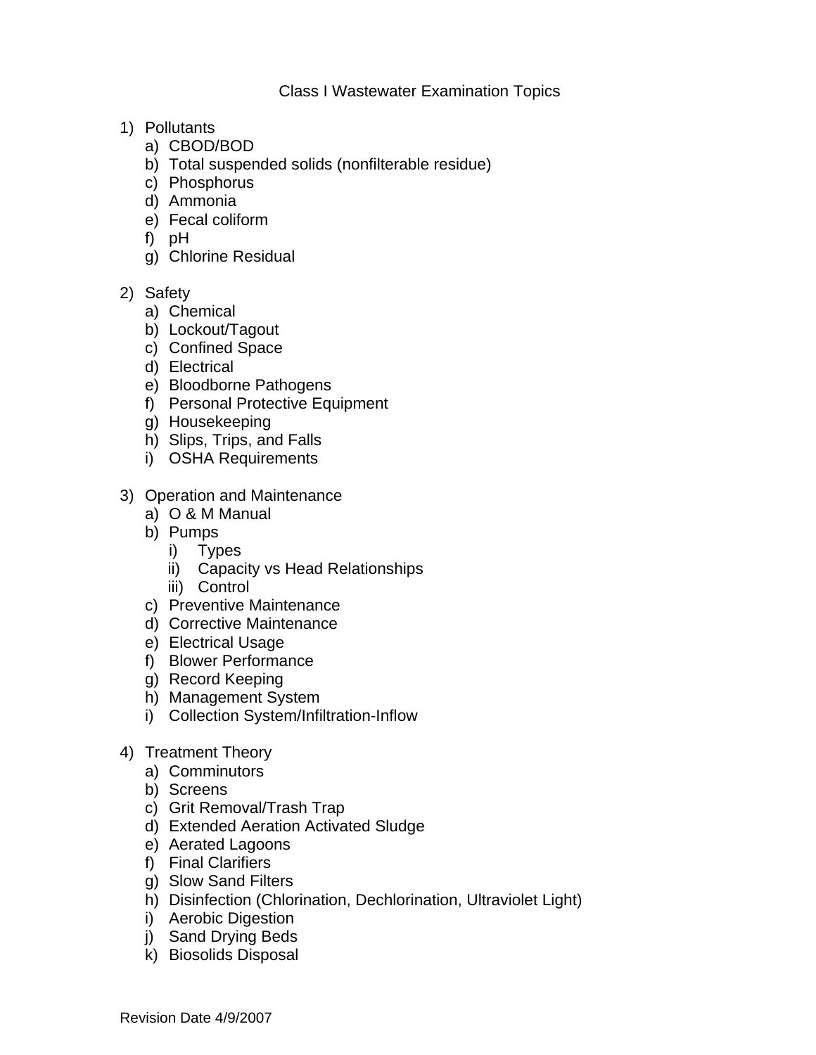# Class I Wastewater Examination Topics

1) Pollutants
   a) CBOD/BOD
   b) Total suspended solids (nonfilterable residue)
   c) Phosphorus
   d) Ammonia
   e) Fecal coliform
   f) pH
   g) Chlorine Residual

2) Safety
   a) Chemical
   b) Lockout/Tagout
   c) Confined Space
   d) Electrical
   e) Bloodborne Pathogens
   f) Personal Protective Equipment
   g) Housekeeping
   h) Slips, Trips, and Falls
   i) OSHA Requirements

3) Operation and Maintenance
   a) O & M Manual
   b) Pumps
      i) Types
      ii) Capacity vs Head Relationships
      iii) Control
   c) Preventive Maintenance
   d) Corrective Maintenance
   e) Electrical Usage
   f) Blower Performance
   g) Record Keeping
   h) Management System
   i) Collection System/Infiltration-Inflow

4) Treatment Theory
   a) Comminutors
   b) Screens
   c) Grit Removal/Trash Trap
   d) Extended Aeration Activated Sludge
   e) Aerated Lagoons
   f) Final Clarifiers
   g) Slow Sand Filters
   h) Disinfection (Chlorination, Dechlorination, Ultraviolet Light)
   i) Aerobic Digestion
   j) Sand Drying Beds
   k) Biosolids Disposal

Revision Date 4/9/2007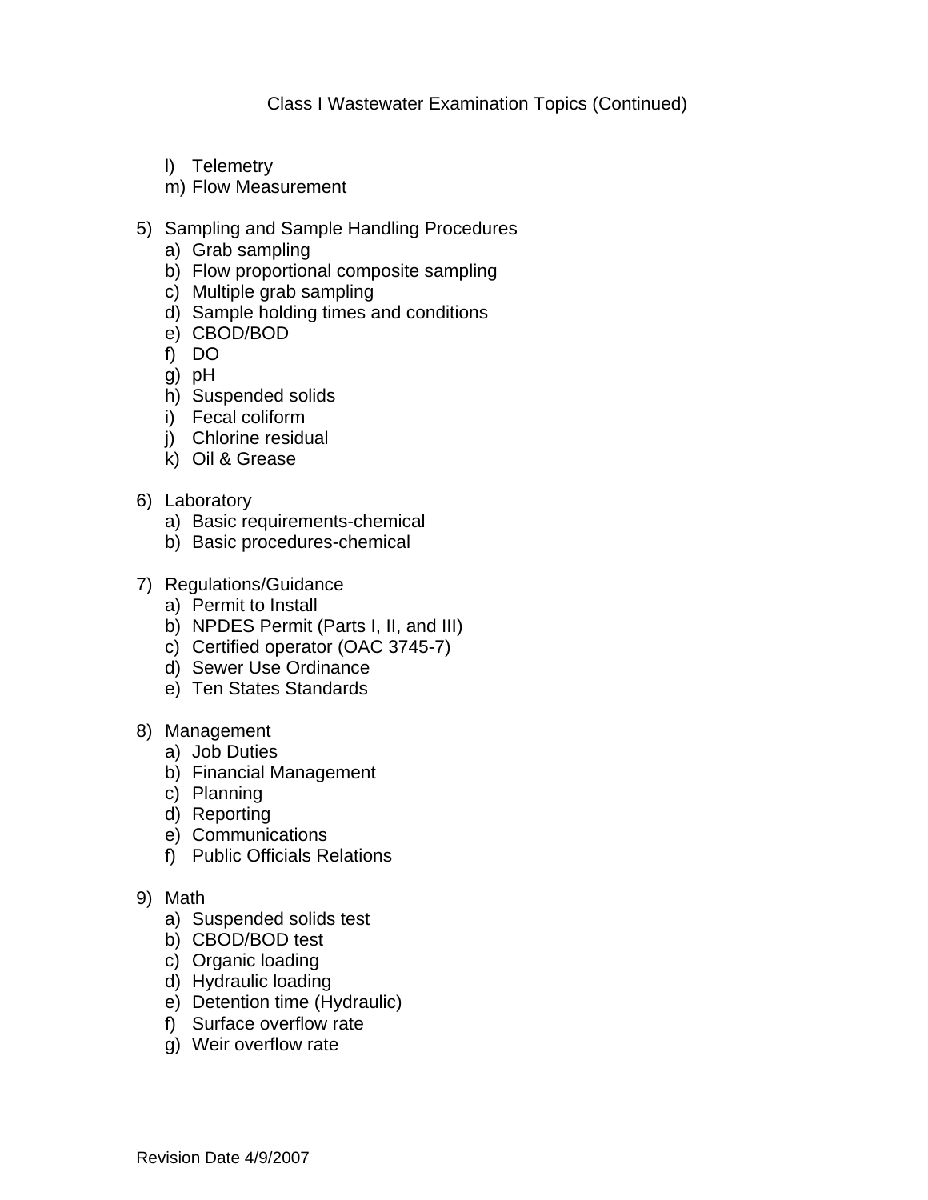Class I Wastewater Examination Topics (Continued)

   l) Telemetry
   m) Flow Measurement

5) Sampling and Sample Handling Procedures
   a) Grab sampling
   b) Flow proportional composite sampling
   c) Multiple grab sampling
   d) Sample holding times and conditions
   e) CBOD/BOD
   f) DO
   g) pH
   h) Suspended solids
   i) Fecal coliform
   j) Chlorine residual
   k) Oil & Grease

6) Laboratory
   a) Basic requirements-chemical
   b) Basic procedures-chemical

7) Regulations/Guidance
   a) Permit to Install
   b) NPDES Permit (Parts I, II, and III)
   c) Certified operator (OAC 3745-7)
   d) Sewer Use Ordinance
   e) Ten States Standards

8) Management
   a) Job Duties
   b) Financial Management
   c) Planning
   d) Reporting
   e) Communications
   f) Public Officials Relations

9) Math
   a) Suspended solids test
   b) CBOD/BOD test
   c) Organic loading
   d) Hydraulic loading
   e) Detention time (Hydraulic)
   f) Surface overflow rate
   g) Weir overflow rate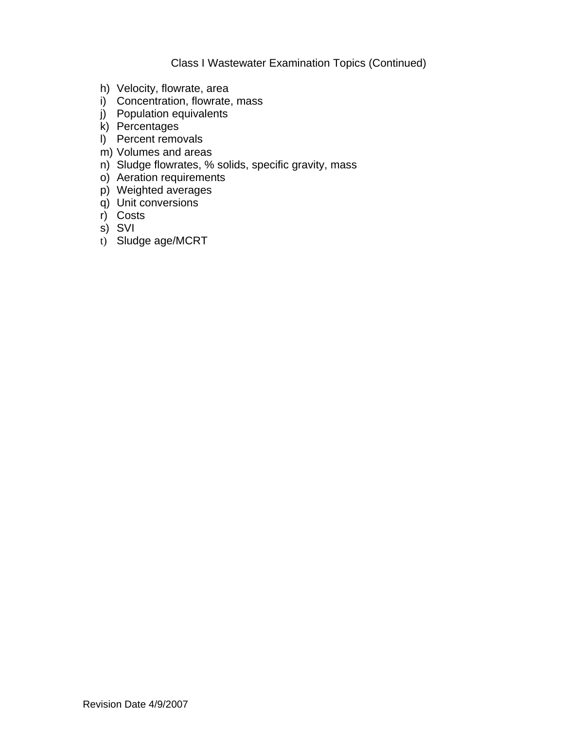Class I Wastewater Examination Topics (Continued)

h) Velocity, flowrate, area
i) Concentration, flowrate, mass
j) Population equivalents
k) Percentages
l) Percent removals
m) Volumes and areas
n) Sludge flowrates, % solids, specific gravity, mass
o) Aeration requirements
p) Weighted averages
q) Unit conversions
r) Costs
s) SVI
t) Sludge age/MCRT

Revision Date 4/9/2007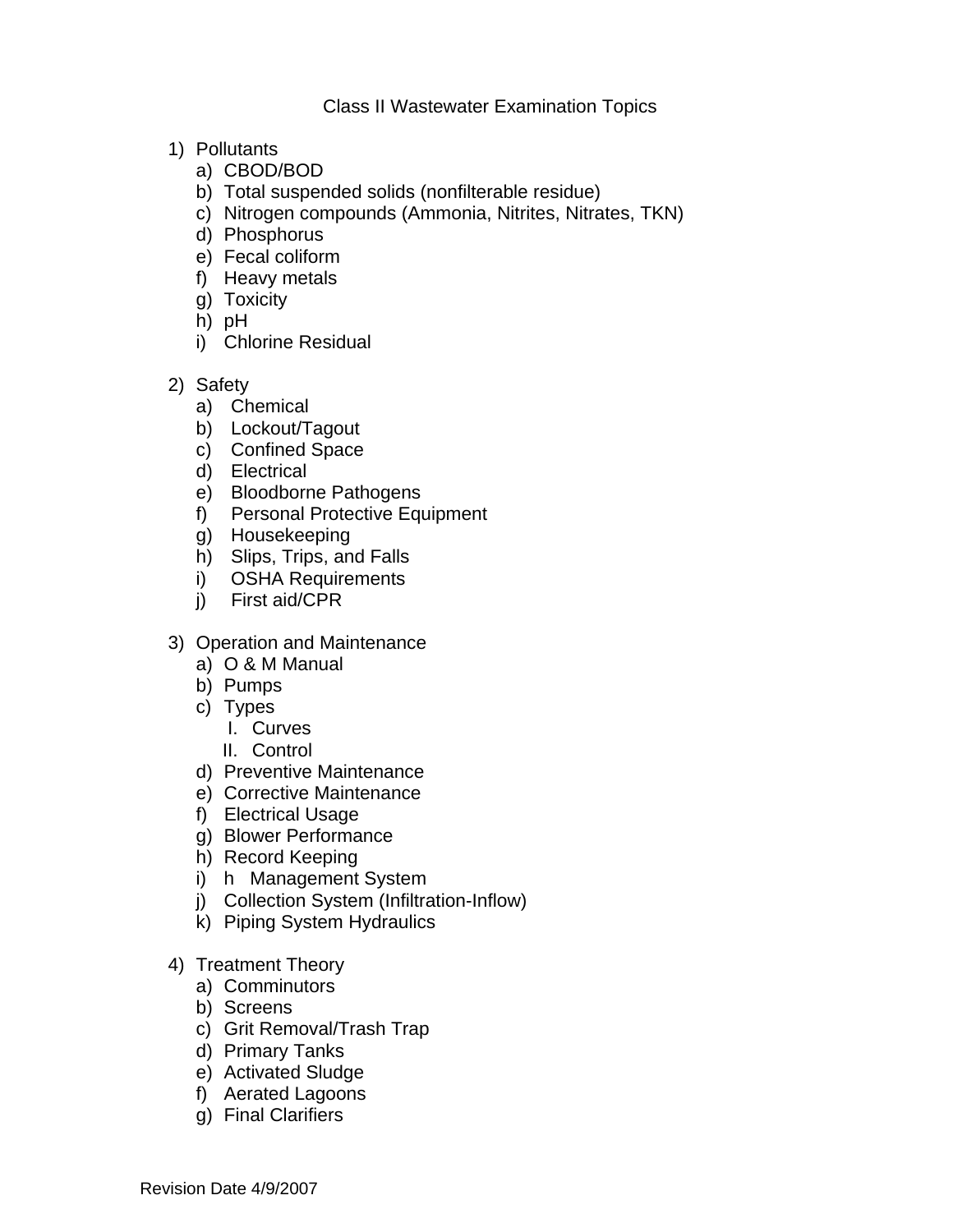# Class II Wastewater Examination Topics

1) Pollutants
   a) CBOD/BOD
   b) Total suspended solids (nonfilterable residue)
   c) Nitrogen compounds (Ammonia, Nitrites, Nitrates, TKN)
   d) Phosphorus
   e) Fecal coliform
   f) Heavy metals
   g) Toxicity
   h) pH
   i) Chlorine Residual

2) Safety
   a) Chemical
   b) Lockout/Tagout
   c) Confined Space
   d) Electrical
   e) Bloodborne Pathogens
   f) Personal Protective Equipment
   g) Housekeeping
   h) Slips, Trips, and Falls
   i) OSHA Requirements
   j) First aid/CPR

3) Operation and Maintenance
   a) O & M Manual
   b) Pumps
   c) Types
      I. Curves
      II. Control
   d) Preventive Maintenance
   e) Corrective Maintenance
   f) Electrical Usage
   g) Blower Performance
   h) Record Keeping
   i) h Management System
   j) Collection System (Infiltration-Inflow)
   k) Piping System Hydraulics

4) Treatment Theory
   a) Comminutors
   b) Screens
   c) Grit Removal/Trash Trap
   d) Primary Tanks
   e) Activated Sludge
   f) Aerated Lagoons
   g) Final Clarifiers

Revision Date 4/9/2007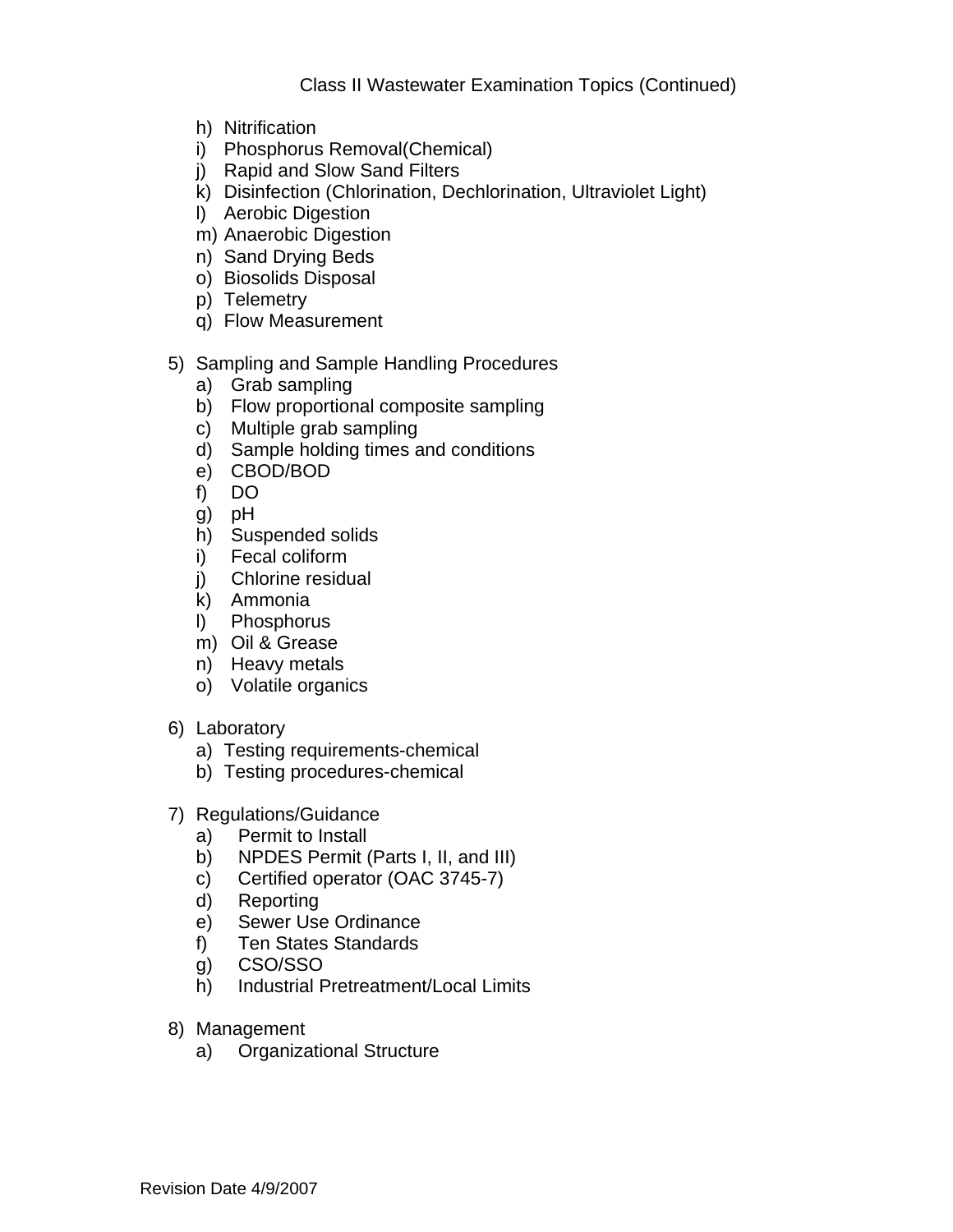Class II Wastewater Examination Topics (Continued)

   h) Nitrification
   i) Phosphorus Removal(Chemical)
   j) Rapid and Slow Sand Filters
   k) Disinfection (Chlorination, Dechlorination, Ultraviolet Light)
   l) Aerobic Digestion
   m) Anaerobic Digestion
   n) Sand Drying Beds
   o) Biosolids Disposal
   p) Telemetry
   q) Flow Measurement

5) Sampling and Sample Handling Procedures
   a) Grab sampling
   b) Flow proportional composite sampling
   c) Multiple grab sampling
   d) Sample holding times and conditions
   e) CBOD/BOD
   f) DO
   g) pH
   h) Suspended solids
   i) Fecal coliform
   j) Chlorine residual
   k) Ammonia
   l) Phosphorus
   m) Oil & Grease
   n) Heavy metals
   o) Volatile organics

6) Laboratory
   a) Testing requirements-chemical
   b) Testing procedures-chemical

7) Regulations/Guidance
   a) Permit to Install
   b) NPDES Permit (Parts I, II, and III)
   c) Certified operator (OAC 3745-7)
   d) Reporting
   e) Sewer Use Ordinance
   f) Ten States Standards
   g) CSO/SSO
   h) Industrial Pretreatment/Local Limits

8) Management
   a) Organizational Structure

Revision Date 4/9/2007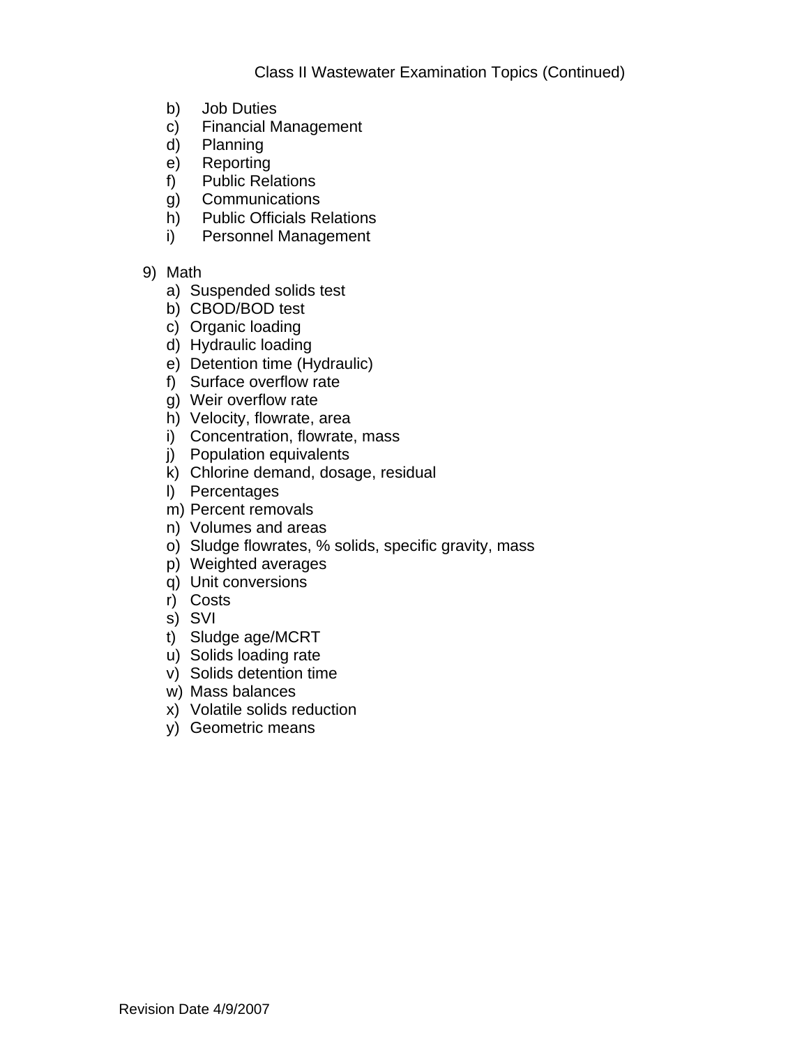Class II Wastewater Examination Topics (Continued)

- b) Job Duties
- c) Financial Management
- d) Planning
- e) Reporting
- f) Public Relations
- g) Communications
- h) Public Officials Relations
- i) Personnel Management

9) Math
- a) Suspended solids test
- b) CBOD/BOD test
- c) Organic loading
- d) Hydraulic loading
- e) Detention time (Hydraulic)
- f) Surface overflow rate
- g) Weir overflow rate
- h) Velocity, flowrate, area
- i) Concentration, flowrate, mass
- j) Population equivalents
- k) Chlorine demand, dosage, residual
- l) Percentages
- m) Percent removals
- n) Volumes and areas
- o) Sludge flowrates, % solids, specific gravity, mass
- p) Weighted averages
- q) Unit conversions
- r) Costs
- s) SVI
- t) Sludge age/MCRT
- u) Solids loading rate
- v) Solids detention time
- w) Mass balances
- x) Volatile solids reduction
- y) Geometric means

Revision Date 4/9/2007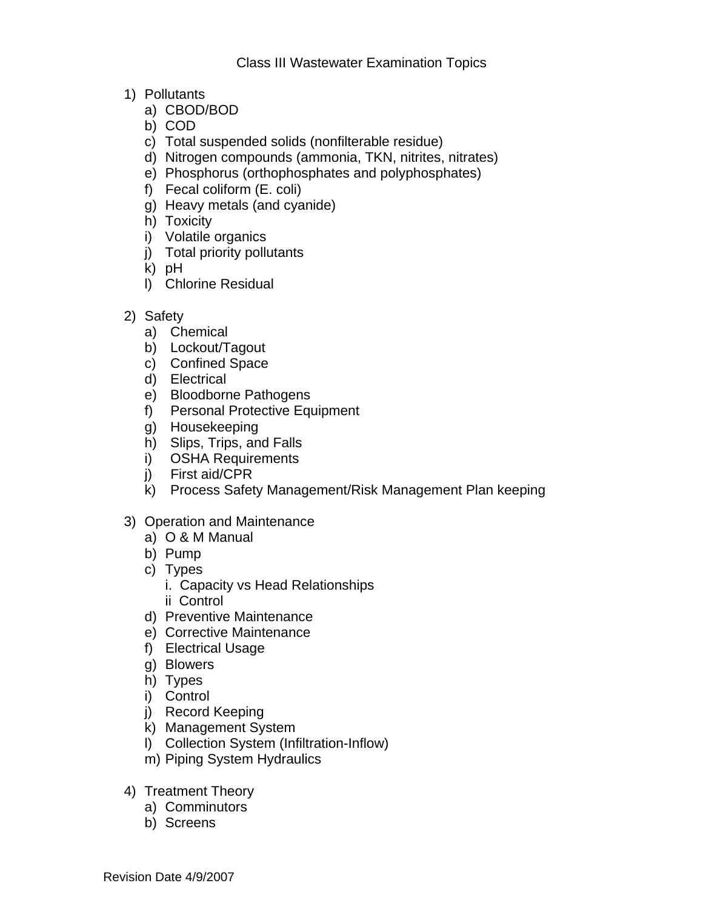# Class III Wastewater Examination Topics

1) Pollutants
   a) CBOD/BOD
   b) COD
   c) Total suspended solids (nonfilterable residue)
   d) Nitrogen compounds (ammonia, TKN, nitrites, nitrates)
   e) Phosphorus (orthophosphates and polyphosphates)
   f) Fecal coliform (E. coli)
   g) Heavy metals (and cyanide)
   h) Toxicity
   i) Volatile organics
   j) Total priority pollutants
   k) pH
   l) Chlorine Residual

2) Safety
   a) Chemical
   b) Lockout/Tagout
   c) Confined Space
   d) Electrical
   e) Bloodborne Pathogens
   f) Personal Protective Equipment
   g) Housekeeping
   h) Slips, Trips, and Falls
   i) OSHA Requirements
   j) First aid/CPR
   k) Process Safety Management/Risk Management Plan keeping

3) Operation and Maintenance
   a) O & M Manual
   b) Pump
   c) Types
      i. Capacity vs Head Relationships
      ii Control
   d) Preventive Maintenance
   e) Corrective Maintenance
   f) Electrical Usage
   g) Blowers
   h) Types
   i) Control
   j) Record Keeping
   k) Management System
   l) Collection System (Infiltration-Inflow)
   m) Piping System Hydraulics

4) Treatment Theory
   a) Comminutors
   b) Screens

Revision Date 4/9/2007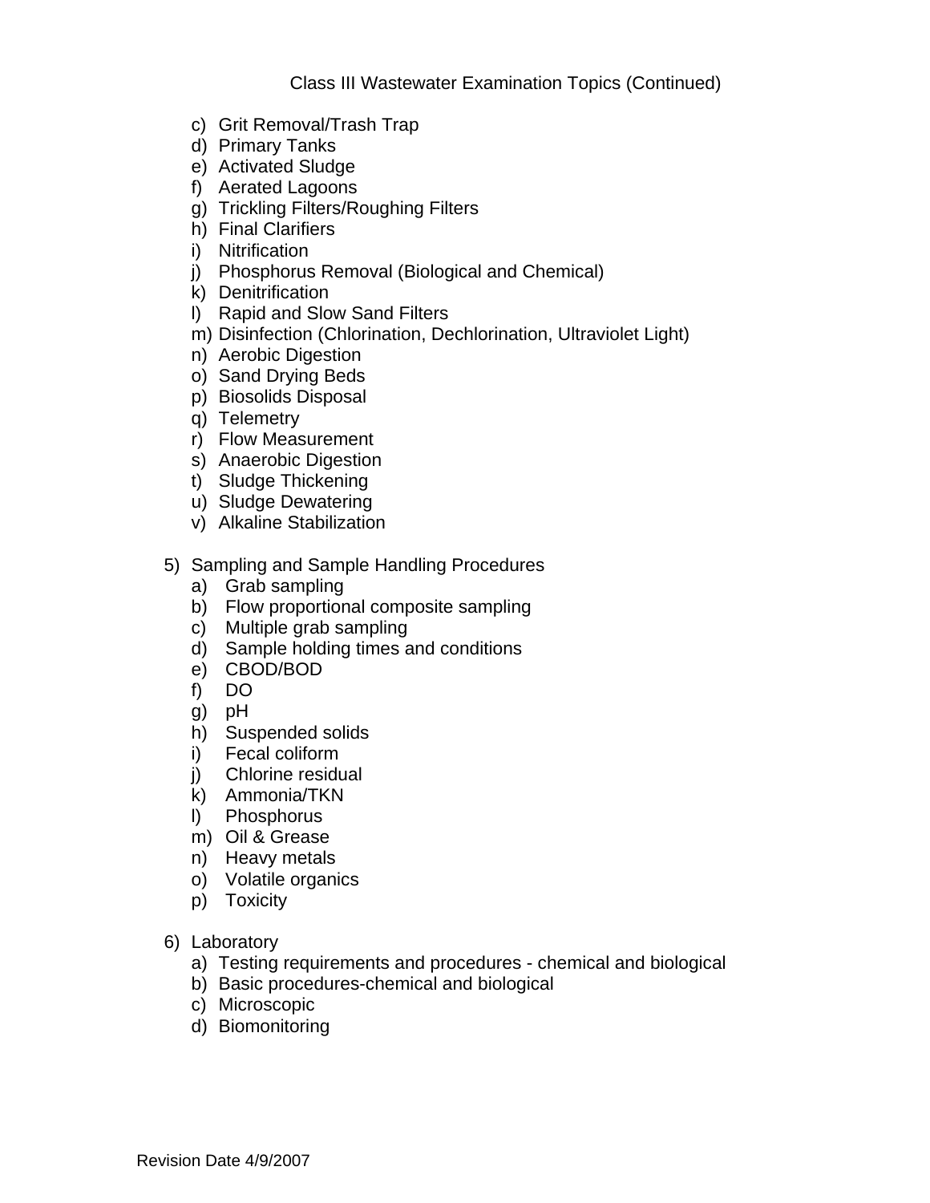Class III Wastewater Examination Topics (Continued)

   c) Grit Removal/Trash Trap
   d) Primary Tanks
   e) Activated Sludge
   f) Aerated Lagoons
   g) Trickling Filters/Roughing Filters
   h) Final Clarifiers
   i) Nitrification
   j) Phosphorus Removal (Biological and Chemical)
   k) Denitrification
   l) Rapid and Slow Sand Filters
   m) Disinfection (Chlorination, Dechlorination, Ultraviolet Light)
   n) Aerobic Digestion
   o) Sand Drying Beds
   p) Biosolids Disposal
   q) Telemetry
   r) Flow Measurement
   s) Anaerobic Digestion
   t) Sludge Thickening
   u) Sludge Dewatering
   v) Alkaline Stabilization

5) Sampling and Sample Handling Procedures
   a) Grab sampling
   b) Flow proportional composite sampling
   c) Multiple grab sampling
   d) Sample holding times and conditions
   e) CBOD/BOD
   f) DO
   g) pH
   h) Suspended solids
   i) Fecal coliform
   j) Chlorine residual
   k) Ammonia/TKN
   l) Phosphorus
   m) Oil & Grease
   n) Heavy metals
   o) Volatile organics
   p) Toxicity

6) Laboratory
   a) Testing requirements and procedures - chemical and biological
   b) Basic procedures-chemical and biological
   c) Microscopic
   d) Biomonitoring

Revision Date 4/9/2007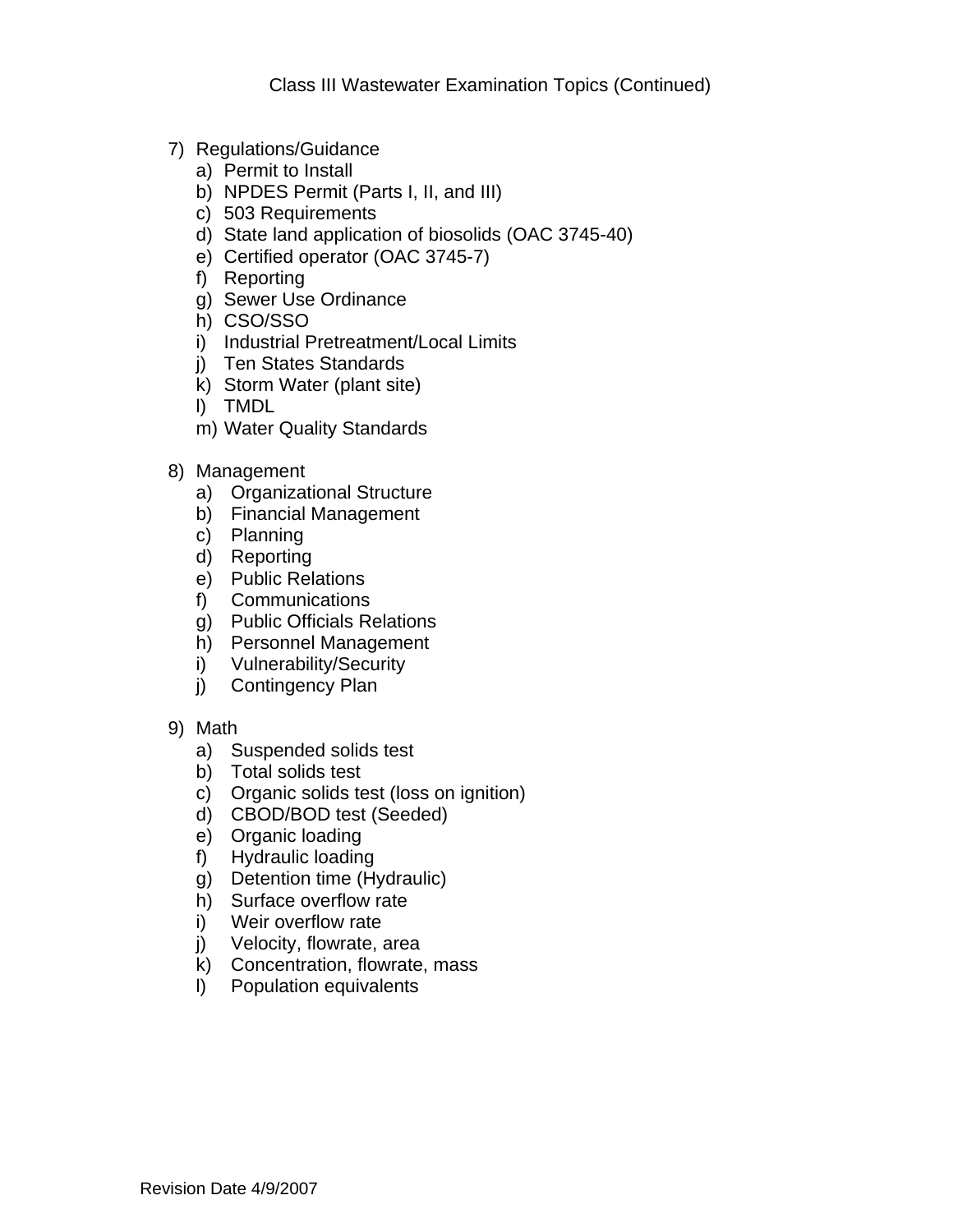Class III Wastewater Examination Topics (Continued)

7) Regulations/Guidance
   a) Permit to Install
   b) NPDES Permit (Parts I, II, and III)
   c) 503 Requirements
   d) State land application of biosolids (OAC 3745-40)
   e) Certified operator (OAC 3745-7)
   f) Reporting
   g) Sewer Use Ordinance
   h) CSO/SSO
   i) Industrial Pretreatment/Local Limits
   j) Ten States Standards
   k) Storm Water (plant site)
   l) TMDL
   m) Water Quality Standards

8) Management
   a) Organizational Structure
   b) Financial Management
   c) Planning
   d) Reporting
   e) Public Relations
   f) Communications
   g) Public Officials Relations
   h) Personnel Management
   i) Vulnerability/Security
   j) Contingency Plan

9) Math
   a) Suspended solids test
   b) Total solids test
   c) Organic solids test (loss on ignition)
   d) CBOD/BOD test (Seeded)
   e) Organic loading
   f) Hydraulic loading
   g) Detention time (Hydraulic)
   h) Surface overflow rate
   i) Weir overflow rate
   j) Velocity, flowrate, area
   k) Concentration, flowrate, mass
   l) Population equivalents

Revision Date 4/9/2007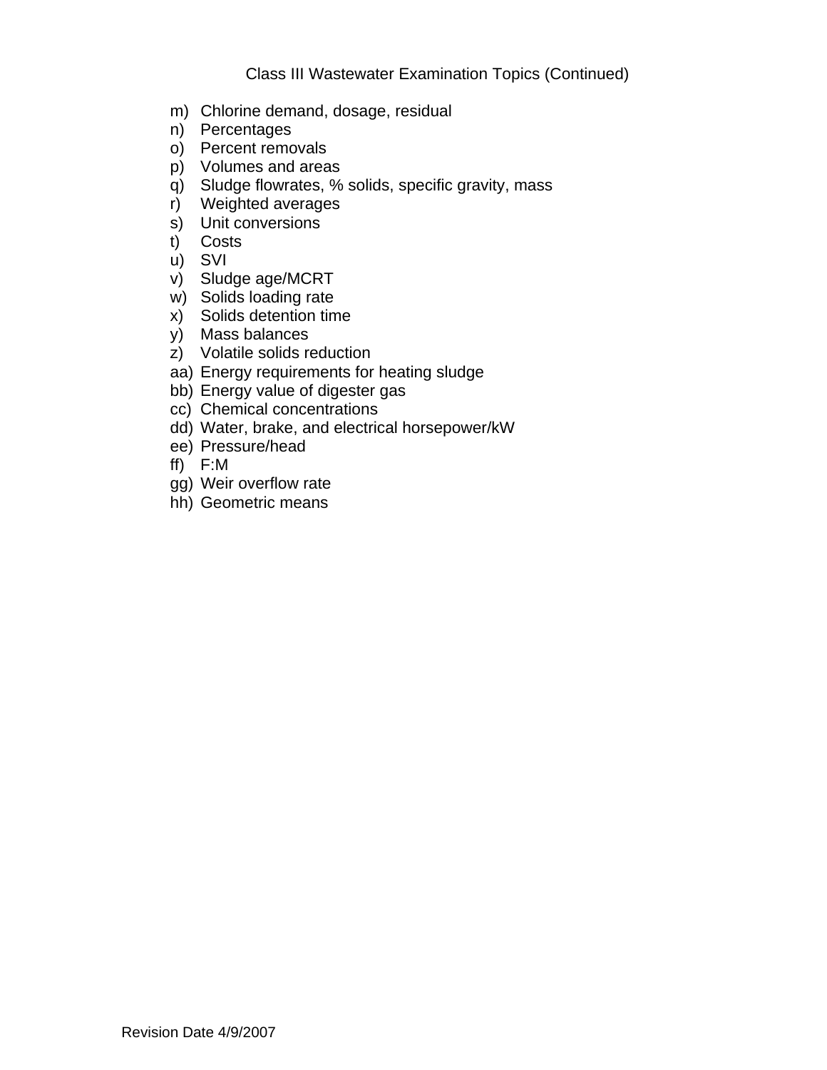Class III Wastewater Examination Topics (Continued)

m) Chlorine demand, dosage, residual
n) Percentages
o) Percent removals
p) Volumes and areas
q) Sludge flowrates, % solids, specific gravity, mass
r) Weighted averages
s) Unit conversions
t) Costs
u) SVI
v) Sludge age/MCRT
w) Solids loading rate
x) Solids detention time
y) Mass balances
z) Volatile solids reduction
aa) Energy requirements for heating sludge
bb) Energy value of digester gas
cc) Chemical concentrations
dd) Water, brake, and electrical horsepower/kW
ee) Pressure/head
ff) F:M
gg) Weir overflow rate
hh) Geometric means

Revision Date 4/9/2007